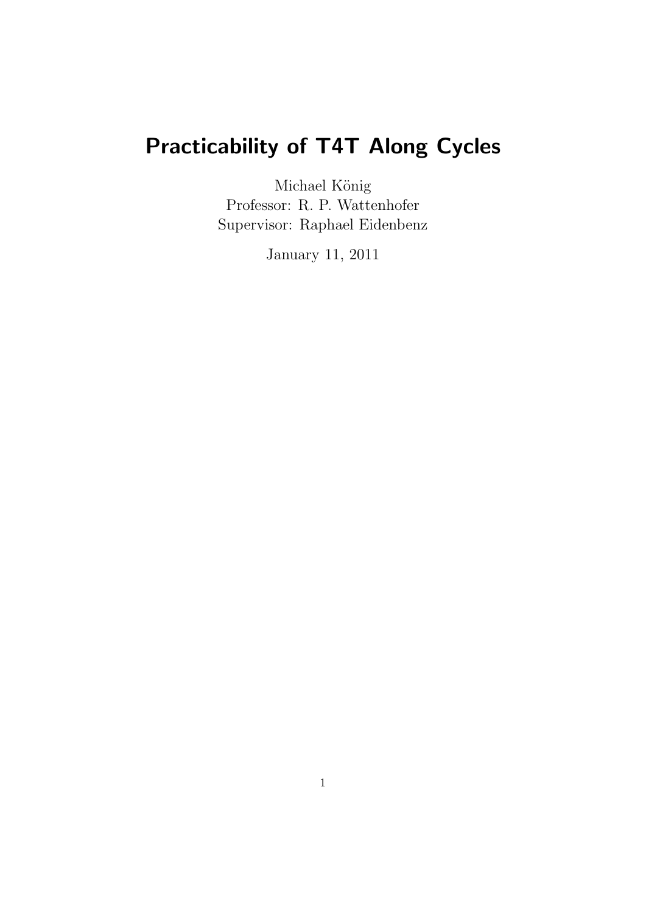# Practicability of T4T Along Cycles

Michael König
Professor: R. P. Wattenhofer
Supervisor: Raphael Eidenbenz

January 11, 2011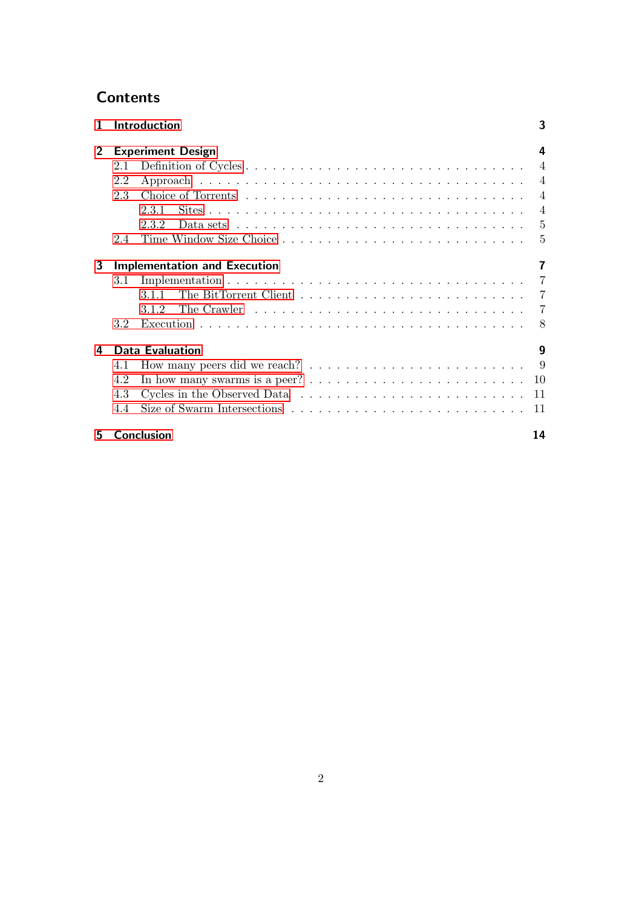# Contents

- **1 Introduction** — 3
- **2 Experiment Design** — 4
  - 2.1 Definition of Cycles — 4
  - 2.2 Approach — 4
  - 2.3 Choice of Torrents — 4
    - 2.3.1 Sites — 4
    - 2.3.2 Data sets — 5
  - 2.4 Time Window Size Choice — 5
- **3 Implementation and Execution** — 7
  - 3.1 Implementation — 7
    - 3.1.1 The BitTorrent Client — 7
    - 3.1.2 The Crawler — 7
  - 3.2 Execution — 8
- **4 Data Evaluation** — 9
  - 4.1 How many peers did we reach? — 9
  - 4.2 In how many swarms is a peer? — 10
  - 4.3 Cycles in the Observed Data — 11
  - 4.4 Size of Swarm Intersections — 11
- **5 Conclusion** — 14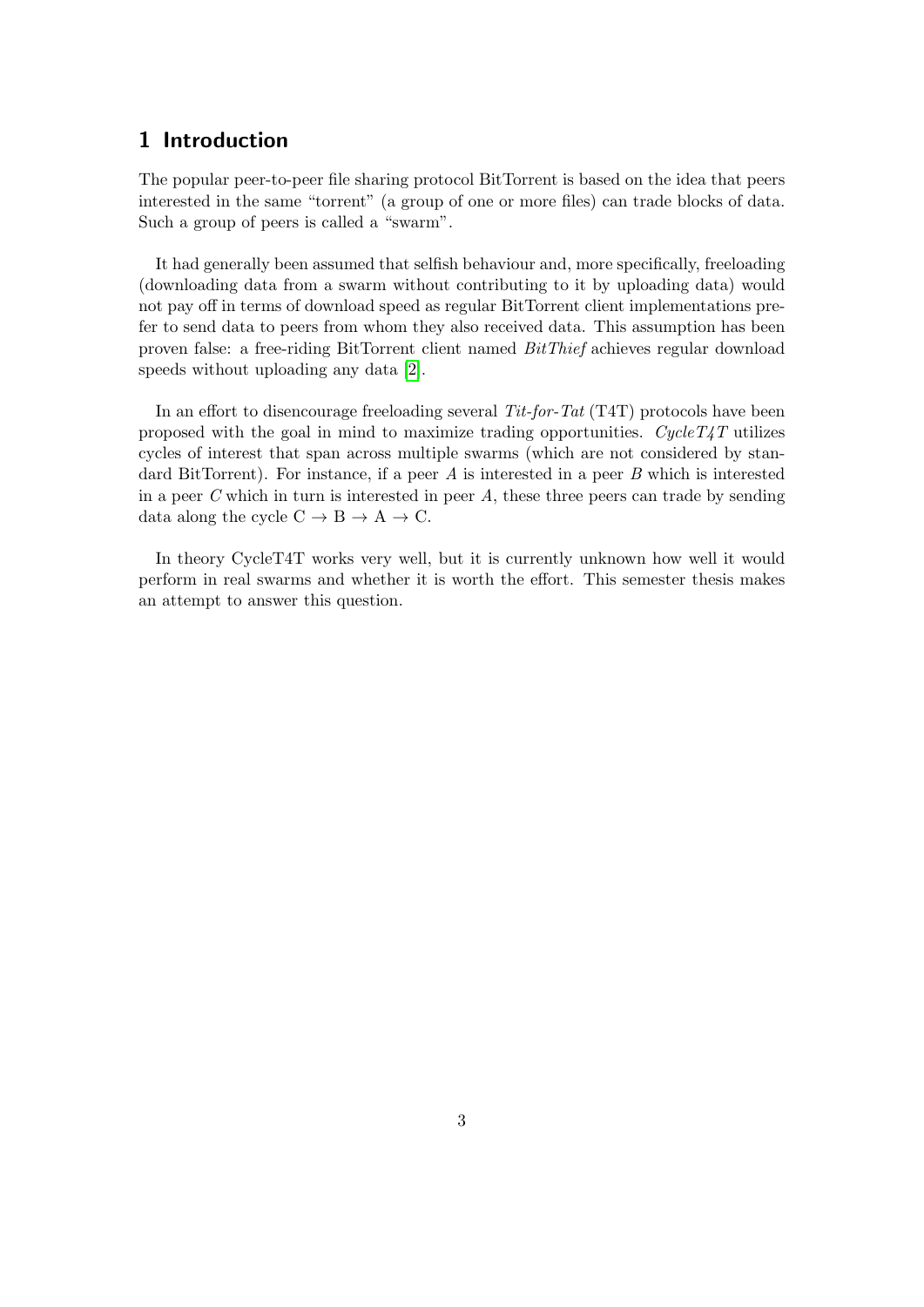# 1 Introduction

The popular peer-to-peer file sharing protocol BitTorrent is based on the idea that peers interested in the same "torrent" (a group of one or more files) can trade blocks of data. Such a group of peers is called a "swarm".

It had generally been assumed that selfish behaviour and, more specifically, freeloading (downloading data from a swarm without contributing to it by uploading data) would not pay off in terms of download speed as regular BitTorrent client implementations prefer to send data to peers from whom they also received data. This assumption has been proven false: a free-riding BitTorrent client named *BitThief* achieves regular download speeds without uploading any data [2].

In an effort to disencourage freeloading several *Tit-for-Tat* (T4T) protocols have been proposed with the goal in mind to maximize trading opportunities. *CycleT4T* utilizes cycles of interest that span across multiple swarms (which are not considered by standard BitTorrent). For instance, if a peer *A* is interested in a peer *B* which is interested in a peer *C* which in turn is interested in peer *A*, these three peers can trade by sending data along the cycle C → B → A → C.

In theory CycleT4T works very well, but it is currently unknown how well it would perform in real swarms and whether it is worth the effort. This semester thesis makes an attempt to answer this question.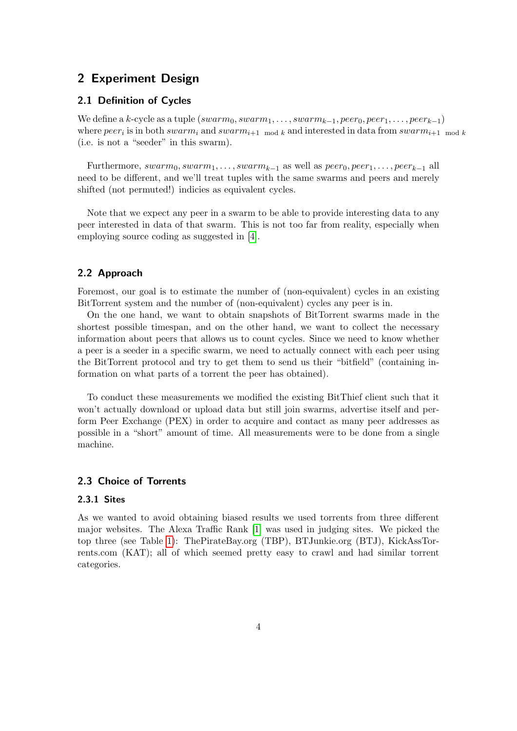## 2 Experiment Design

### 2.1 Definition of Cycles

We define a $k$-cycle as a tuple $(swarm_0, swarm_1, \ldots, swarm_{k-1}, peer_0, peer_1, \ldots, peer_{k-1})$ where $peer_i$ is in both $swarm_i$ and $swarm_{i+1 \mod k}$ and interested in data from $swarm_{i+1 \mod k}$ (i.e. is not a "seeder" in this swarm).

Furthermore, $swarm_0, swarm_1, \ldots, swarm_{k-1}$ as well as $peer_0, peer_1, \ldots, peer_{k-1}$ all need to be different, and we'll treat tuples with the same swarms and peers and merely shifted (not permuted!) indicies as equivalent cycles.

Note that we expect any peer in a swarm to be able to provide interesting data to any peer interested in data of that swarm. This is not too far from reality, especially when employing source coding as suggested in [4].

### 2.2 Approach

Foremost, our goal is to estimate the number of (non-equivalent) cycles in an existing BitTorrent system and the number of (non-equivalent) cycles any peer is in.

On the one hand, we want to obtain snapshots of BitTorrent swarms made in the shortest possible timespan, and on the other hand, we want to collect the necessary information about peers that allows us to count cycles. Since we need to know whether a peer is a seeder in a specific swarm, we need to actually connect with each peer using the BitTorrent protocol and try to get them to send us their "bitfield" (containing information on what parts of a torrent the peer has obtained).

To conduct these measurements we modified the existing BitThief client such that it won't actually download or upload data but still join swarms, advertise itself and perform Peer Exchange (PEX) in order to acquire and contact as many peer addresses as possible in a "short" amount of time. All measurements were to be done from a single machine.

### 2.3 Choice of Torrents

#### 2.3.1 Sites

As we wanted to avoid obtaining biased results we used torrents from three different major websites. The Alexa Traffic Rank [1] was used in judging sites. We picked the top three (see Table 1): ThePirateBay.org (TBP), BTJunkie.org (BTJ), KickAssTorrents.com (KAT); all of which seemed pretty easy to crawl and had similar torrent categories.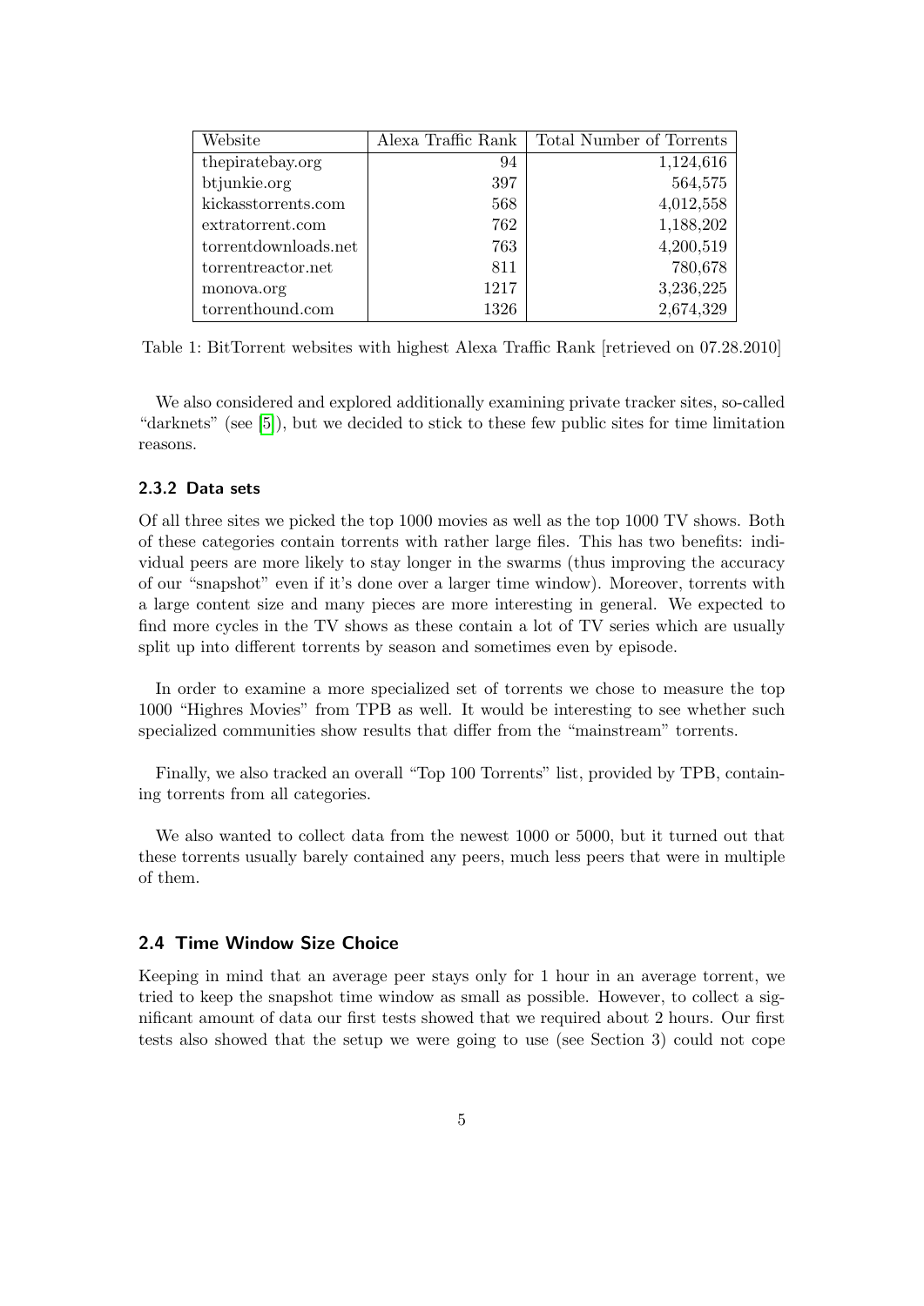| Website | Alexa Traffic Rank | Total Number of Torrents |
|---|---|---|
| thepiratebay.org | 94 | 1,124,616 |
| btjunkie.org | 397 | 564,575 |
| kickasstorrents.com | 568 | 4,012,558 |
| extratorrent.com | 762 | 1,188,202 |
| torrentdownloads.net | 763 | 4,200,519 |
| torrentreactor.net | 811 | 780,678 |
| monova.org | 1217 | 3,236,225 |
| torrenthound.com | 1326 | 2,674,329 |

Table 1: BitTorrent websites with highest Alexa Traffic Rank [retrieved on 07.28.2010]

We also considered and explored additionally examining private tracker sites, so-called "darknets" (see [5]), but we decided to stick to these few public sites for time limitation reasons.

### 2.3.2 Data sets

Of all three sites we picked the top 1000 movies as well as the top 1000 TV shows. Both of these categories contain torrents with rather large files. This has two benefits: individual peers are more likely to stay longer in the swarms (thus improving the accuracy of our "snapshot" even if it's done over a larger time window). Moreover, torrents with a large content size and many pieces are more interesting in general. We expected to find more cycles in the TV shows as these contain a lot of TV series which are usually split up into different torrents by season and sometimes even by episode.

In order to examine a more specialized set of torrents we chose to measure the top 1000 "Highres Movies" from TPB as well. It would be interesting to see whether such specialized communities show results that differ from the "mainstream" torrents.

Finally, we also tracked an overall "Top 100 Torrents" list, provided by TPB, containing torrents from all categories.

We also wanted to collect data from the newest 1000 or 5000, but it turned out that these torrents usually barely contained any peers, much less peers that were in multiple of them.

## 2.4 Time Window Size Choice

Keeping in mind that an average peer stays only for 1 hour in an average torrent, we tried to keep the snapshot time window as small as possible. However, to collect a significant amount of data our first tests showed that we required about 2 hours. Our first tests also showed that the setup we were going to use (see Section 3) could not cope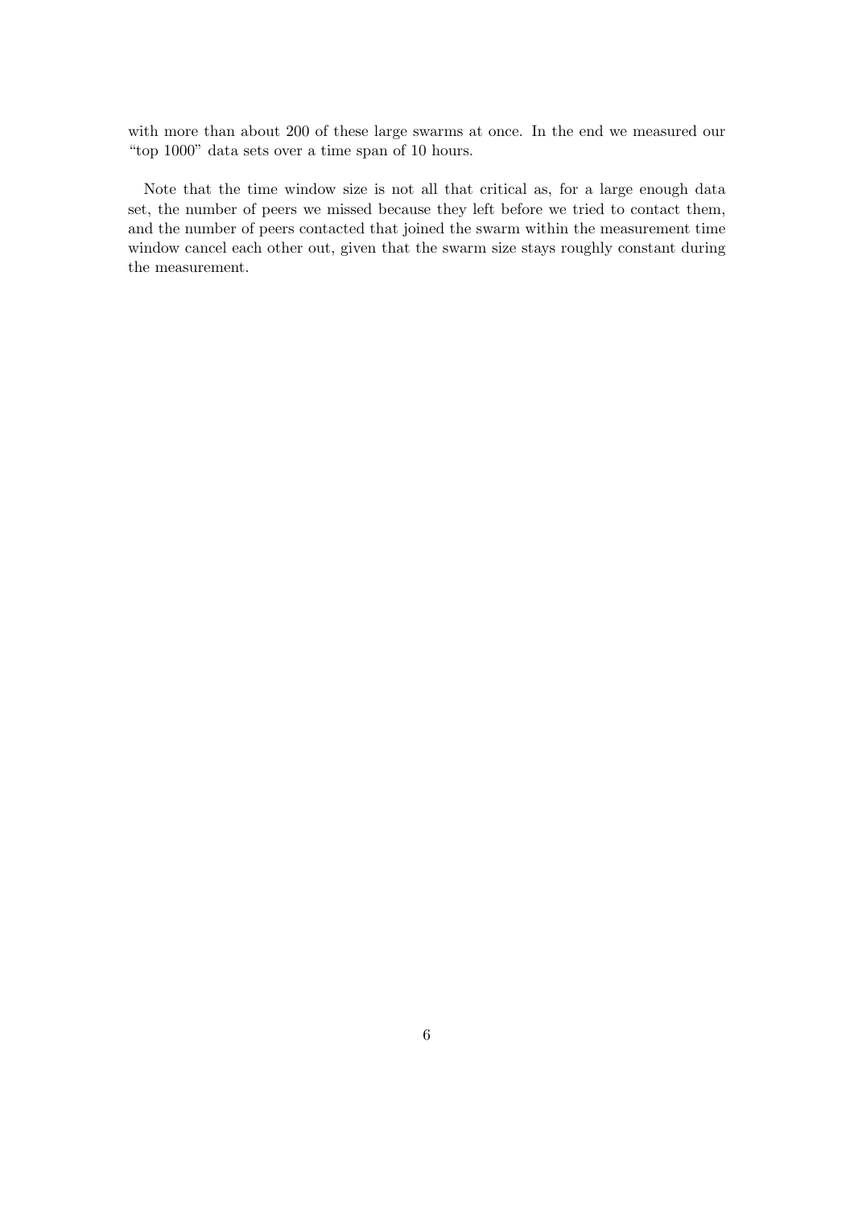with more than about 200 of these large swarms at once. In the end we measured our "top 1000" data sets over a time span of 10 hours.

Note that the time window size is not all that critical as, for a large enough data set, the number of peers we missed because they left before we tried to contact them, and the number of peers contacted that joined the swarm within the measurement time window cancel each other out, given that the swarm size stays roughly constant during the measurement.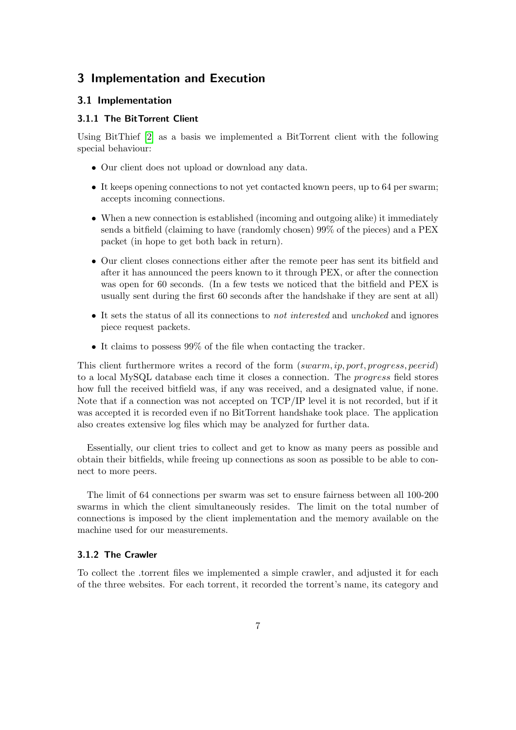# 3 Implementation and Execution

## 3.1 Implementation

### 3.1.1 The BitTorrent Client

Using BitThief [2] as a basis we implemented a BitTorrent client with the following special behaviour:

- Our client does not upload or download any data.
- It keeps opening connections to not yet contacted known peers, up to 64 per swarm; accepts incoming connections.
- When a new connection is established (incoming and outgoing alike) it immediately sends a bitfield (claiming to have (randomly chosen) 99% of the pieces) and a PEX packet (in hope to get both back in return).
- Our client closes connections either after the remote peer has sent its bitfield and after it has announced the peers known to it through PEX, or after the connection was open for 60 seconds. (In a few tests we noticed that the bitfield and PEX is usually sent during the first 60 seconds after the handshake if they are sent at all)
- It sets the status of all its connections to *not interested* and *unchoked* and ignores piece request packets.
- It claims to possess 99% of the file when contacting the tracker.

This client furthermore writes a record of the form $(swarm, ip, port, progress, peerid)$ to a local MySQL database each time it closes a connection. The *progress* field stores how full the received bitfield was, if any was received, and a designated value, if none. Note that if a connection was not accepted on TCP/IP level it is not recorded, but if it was accepted it is recorded even if no BitTorrent handshake took place. The application also creates extensive log files which may be analyzed for further data.

Essentially, our client tries to collect and get to know as many peers as possible and obtain their bitfields, while freeing up connections as soon as possible to be able to connect to more peers.

The limit of 64 connections per swarm was set to ensure fairness between all 100-200 swarms in which the client simultaneously resides. The limit on the total number of connections is imposed by the client implementation and the memory available on the machine used for our measurements.

### 3.1.2 The Crawler

To collect the .torrent files we implemented a simple crawler, and adjusted it for each of the three websites. For each torrent, it recorded the torrent's name, its category and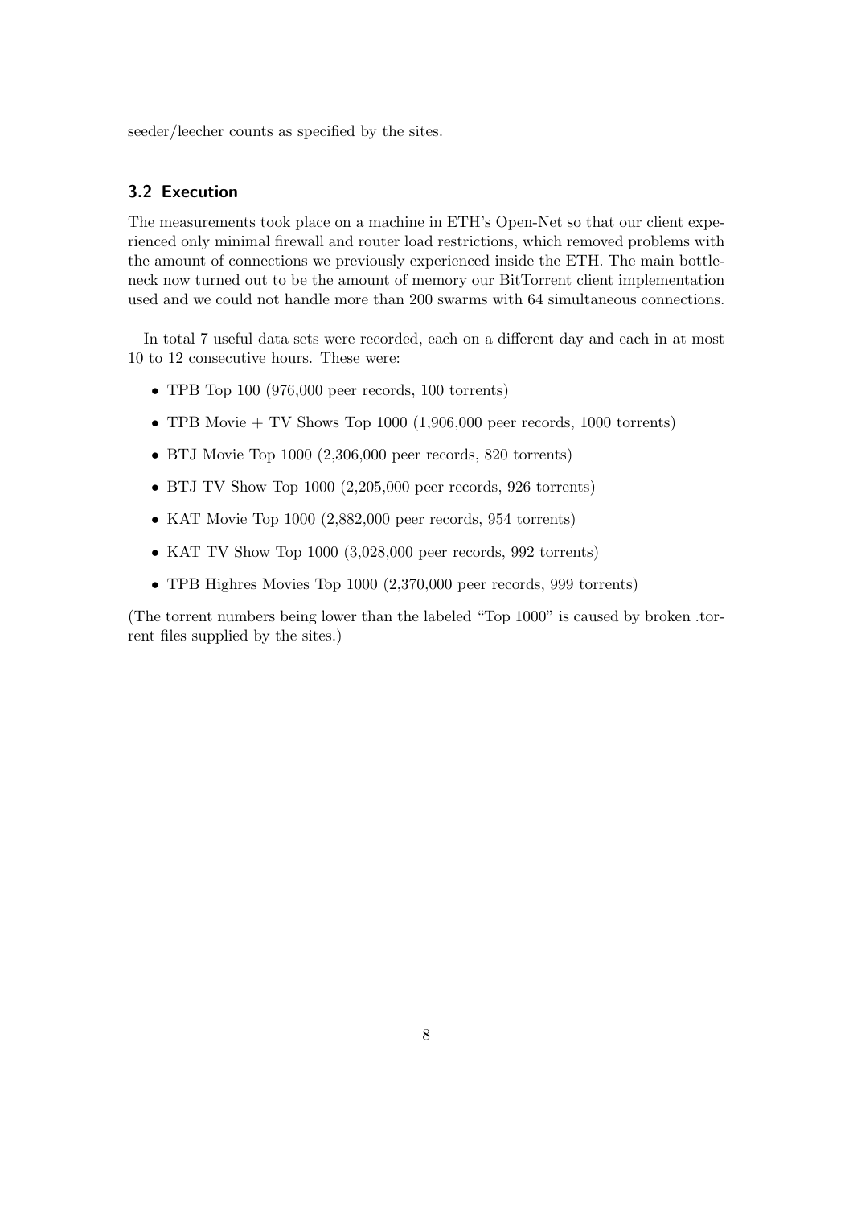seeder/leecher counts as specified by the sites.

### 3.2 Execution

The measurements took place on a machine in ETH's Open-Net so that our client experienced only minimal firewall and router load restrictions, which removed problems with the amount of connections we previously experienced inside the ETH. The main bottleneck now turned out to be the amount of memory our BitTorrent client implementation used and we could not handle more than 200 swarms with 64 simultaneous connections.

In total 7 useful data sets were recorded, each on a different day and each in at most 10 to 12 consecutive hours. These were:

- TPB Top 100 (976,000 peer records, 100 torrents)
- TPB Movie + TV Shows Top 1000 (1,906,000 peer records, 1000 torrents)
- BTJ Movie Top 1000 (2,306,000 peer records, 820 torrents)
- BTJ TV Show Top 1000 (2,205,000 peer records, 926 torrents)
- KAT Movie Top 1000 (2,882,000 peer records, 954 torrents)
- KAT TV Show Top 1000 (3,028,000 peer records, 992 torrents)
- TPB Highres Movies Top 1000 (2,370,000 peer records, 999 torrents)

(The torrent numbers being lower than the labeled "Top 1000" is caused by broken .torrent files supplied by the sites.)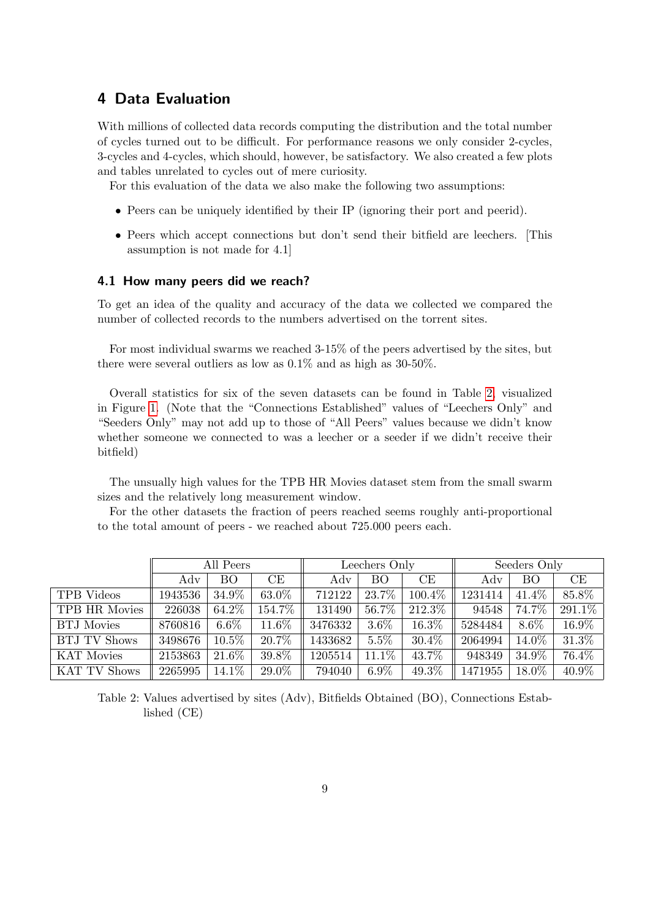## 4 Data Evaluation

With millions of collected data records computing the distribution and the total number of cycles turned out to be difficult. For performance reasons we only consider 2-cycles, 3-cycles and 4-cycles, which should, however, be satisfactory. We also created a few plots and tables unrelated to cycles out of mere curiosity.

For this evaluation of the data we also make the following two assumptions:

- Peers can be uniquely identified by their IP (ignoring their port and peerid).
- Peers which accept connections but don't send their bitfield are leechers. [This assumption is not made for 4.1]

### 4.1 How many peers did we reach?

To get an idea of the quality and accuracy of the data we collected we compared the number of collected records to the numbers advertised on the torrent sites.

For most individual swarms we reached 3-15% of the peers advertised by the sites, but there were several outliers as low as 0.1% and as high as 30-50%.

Overall statistics for six of the seven datasets can be found in Table 2, visualized in Figure 1. (Note that the "Connections Established" values of "Leechers Only" and "Seeders Only" may not add up to those of "All Peers" values because we didn't know whether someone we connected to was a leecher or a seeder if we didn't receive their bitfield)

The unusually high values for the TPB HR Movies dataset stem from the small swarm sizes and the relatively long measurement window.

For the other datasets the fraction of peers reached seems roughly anti-proportional to the total amount of peers - we reached about 725.000 peers each.

| | All Peers | | | Leechers Only | | | Seeders Only | | |
|---|---|---|---|---|---|---|---|---|---|
| | Adv | BO | CE | Adv | BO | CE | Adv | BO | CE |
| TPB Videos | 1943536 | 34.9% | 63.0% | 712122 | 23.7% | 100.4% | 1231414 | 41.4% | 85.8% |
| TPB HR Movies | 226038 | 64.2% | 154.7% | 131490 | 56.7% | 212.3% | 94548 | 74.7% | 291.1% |
| BTJ Movies | 8760816 | 6.6% | 11.6% | 3476332 | 3.6% | 16.3% | 5284484 | 8.6% | 16.9% |
| BTJ TV Shows | 3498676 | 10.5% | 20.7% | 1433682 | 5.5% | 30.4% | 2064994 | 14.0% | 31.3% |
| KAT Movies | 2153863 | 21.6% | 39.8% | 1205514 | 11.1% | 43.7% | 948349 | 34.9% | 76.4% |
| KAT TV Shows | 2265995 | 14.1% | 29.0% | 794040 | 6.9% | 49.3% | 1471955 | 18.0% | 40.9% |

Table 2: Values advertised by sites (Adv), Bitfields Obtained (BO), Connections Established (CE)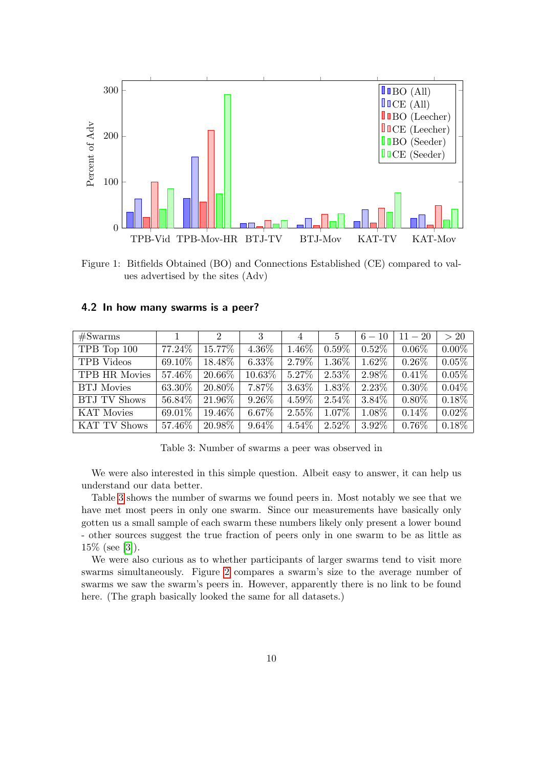Figure 1: Bitfields Obtained (BO) and Connections Established (CE) compared to values advertised by the sites (Adv)

### 4.2 In how many swarms is a peer?

| #Swarms | 1 | 2 | 3 | 4 | 5 | 6 − 10 | 11 − 20 | > 20 |
|---|---|---|---|---|---|---|---|---|
| TPB Top 100 | 77.24% | 15.77% | 4.36% | 1.46% | 0.59% | 0.52% | 0.06% | 0.00% |
| TPB Videos | 69.10% | 18.48% | 6.33% | 2.79% | 1.36% | 1.62% | 0.26% | 0.05% |
| TPB HR Movies | 57.46% | 20.66% | 10.63% | 5.27% | 2.53% | 2.98% | 0.41% | 0.05% |
| BTJ Movies | 63.30% | 20.80% | 7.87% | 3.63% | 1.83% | 2.23% | 0.30% | 0.04% |
| BTJ TV Shows | 56.84% | 21.96% | 9.26% | 4.59% | 2.54% | 3.84% | 0.80% | 0.18% |
| KAT Movies | 69.01% | 19.46% | 6.67% | 2.55% | 1.07% | 1.08% | 0.14% | 0.02% |
| KAT TV Shows | 57.46% | 20.98% | 9.64% | 4.54% | 2.52% | 3.92% | 0.76% | 0.18% |

Table 3: Number of swarms a peer was observed in

We were also interested in this simple question. Albeit easy to answer, it can help us understand our data better.

Table 3 shows the number of swarms we found peers in. Most notably we see that we have met most peers in only one swarm. Since our measurements have basically only gotten us a small sample of each swarm these numbers likely only present a lower bound - other sources suggest the true fraction of peers only in one swarm to be as little as 15% (see [3]).

We were also curious as to whether participants of larger swarms tend to visit more swarms simultaneously. Figure 2 compares a swarm's size to the average number of swarms we saw the swarm's peers in. However, apparently there is no link to be found here. (The graph basically looked the same for all datasets.)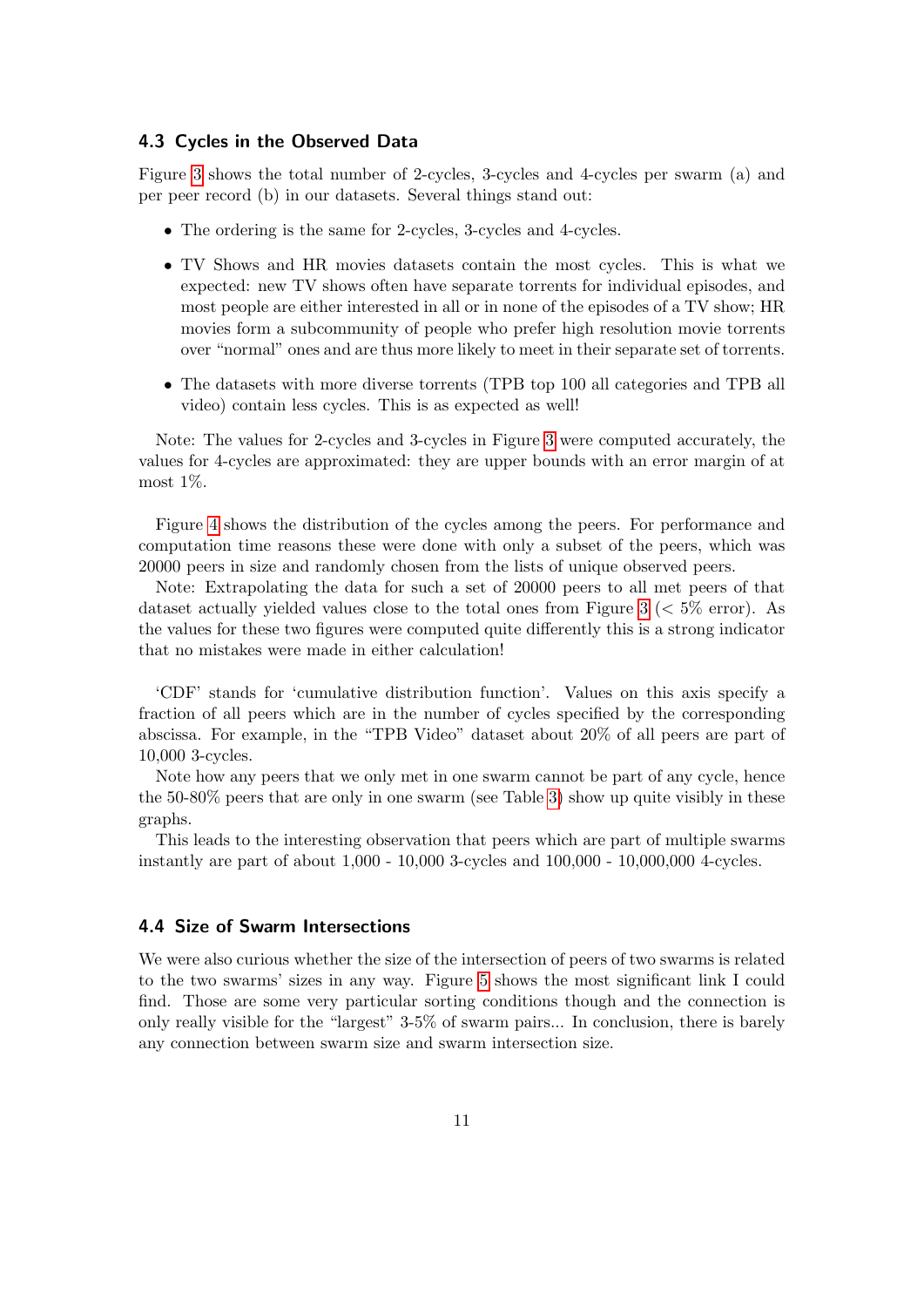### 4.3 Cycles in the Observed Data

Figure 3 shows the total number of 2-cycles, 3-cycles and 4-cycles per swarm (a) and per peer record (b) in our datasets. Several things stand out:

- The ordering is the same for 2-cycles, 3-cycles and 4-cycles.
- TV Shows and HR movies datasets contain the most cycles. This is what we expected: new TV shows often have separate torrents for individual episodes, and most people are either interested in all or in none of the episodes of a TV show; HR movies form a subcommunity of people who prefer high resolution movie torrents over "normal" ones and are thus more likely to meet in their separate set of torrents.
- The datasets with more diverse torrents (TPB top 100 all categories and TPB all video) contain less cycles. This is as expected as well!

Note: The values for 2-cycles and 3-cycles in Figure 3 were computed accurately, the values for 4-cycles are approximated: they are upper bounds with an error margin of at most 1%.

Figure 4 shows the distribution of the cycles among the peers. For performance and computation time reasons these were done with only a subset of the peers, which was 20000 peers in size and randomly chosen from the lists of unique observed peers.

Note: Extrapolating the data for such a set of 20000 peers to all met peers of that dataset actually yielded values close to the total ones from Figure 3 ($< 5\%$ error). As the values for these two figures were computed quite differently this is a strong indicator that no mistakes were made in either calculation!

'CDF' stands for 'cumulative distribution function'. Values on this axis specify a fraction of all peers which are in the number of cycles specified by the corresponding abscissa. For example, in the "TPB Video" dataset about 20% of all peers are part of 10,000 3-cycles.

Note how any peers that we only met in one swarm cannot be part of any cycle, hence the 50-80% peers that are only in one swarm (see Table 3) show up quite visibly in these graphs.

This leads to the interesting observation that peers which are part of multiple swarms instantly are part of about 1,000 - 10,000 3-cycles and 100,000 - 10,000,000 4-cycles.

### 4.4 Size of Swarm Intersections

We were also curious whether the size of the intersection of peers of two swarms is related to the two swarms' sizes in any way. Figure 5 shows the most significant link I could find. Those are some very particular sorting conditions though and the connection is only really visible for the "largest" 3-5% of swarm pairs... In conclusion, there is barely any connection between swarm size and swarm intersection size.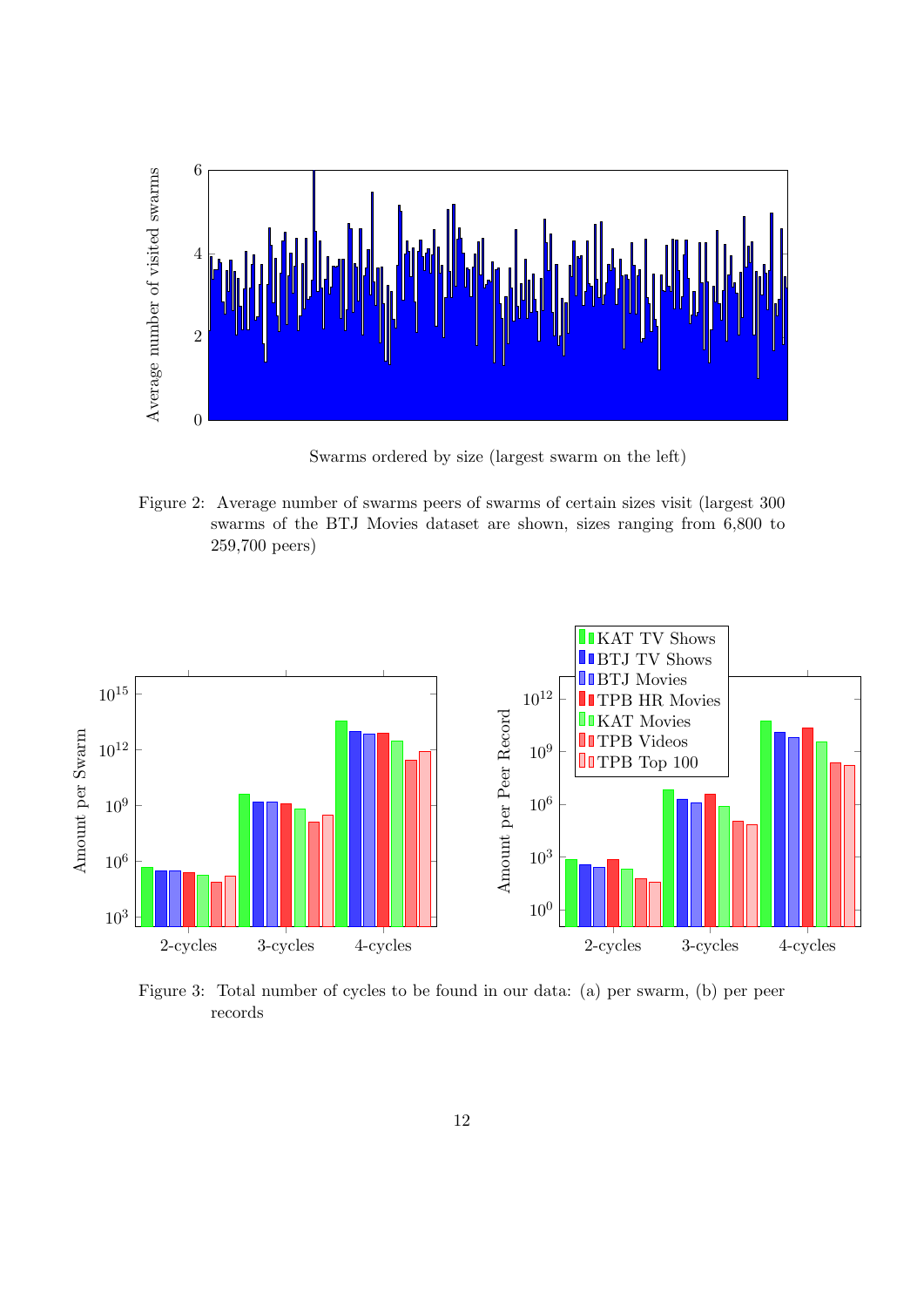Figure 2: Average number of swarms peers of swarms of certain sizes visit (largest 300 swarms of the BTJ Movies dataset are shown, sizes ranging from 6,800 to 259,700 peers)

Figure 3: Total number of cycles to be found in our data: (a) per swarm, (b) per peer records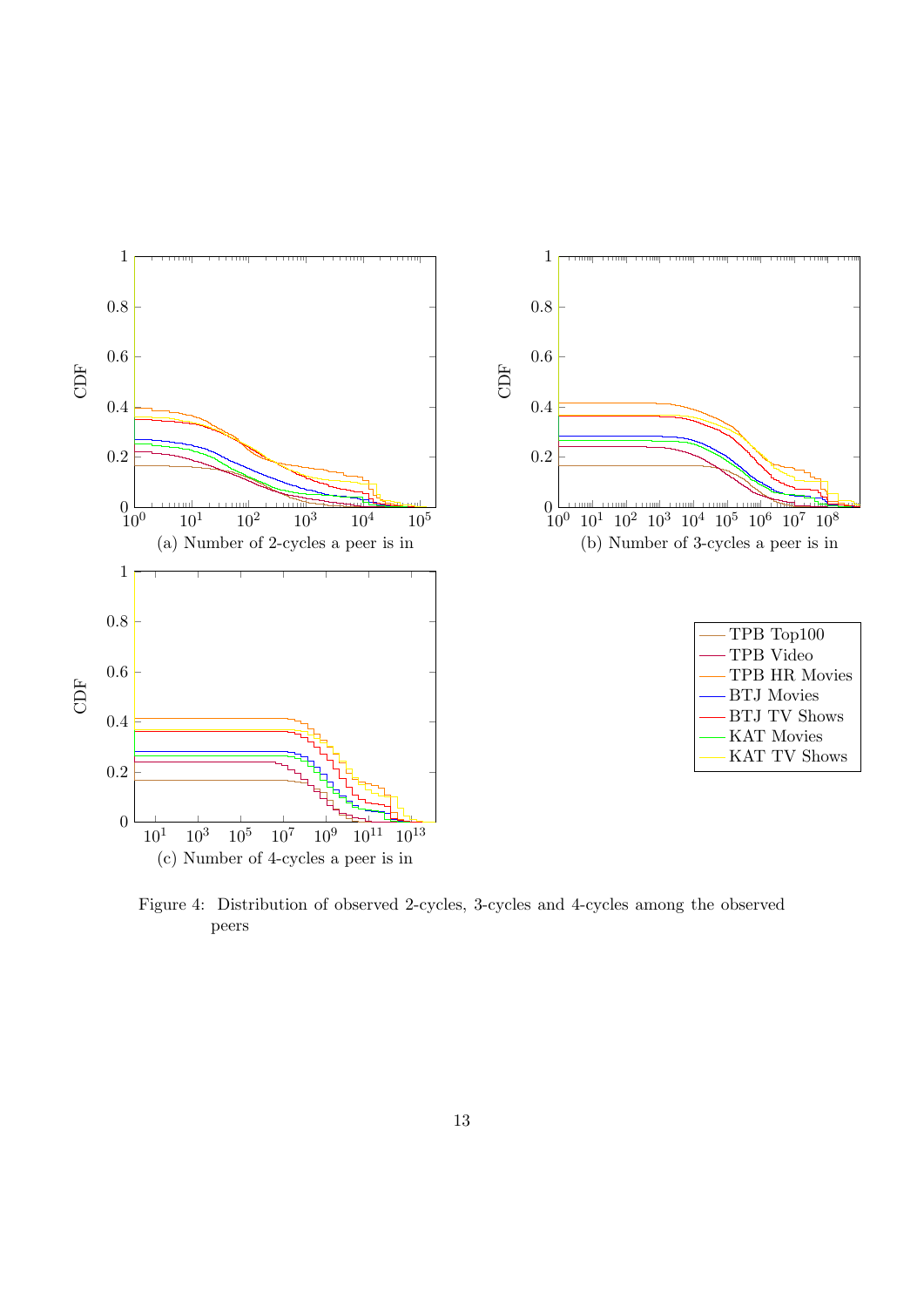(a) Number of 2-cycles a peer is in

(b) Number of 3-cycles a peer is in

(c) Number of 4-cycles a peer is in

Figure 4: Distribution of observed 2-cycles, 3-cycles and 4-cycles among the observed peers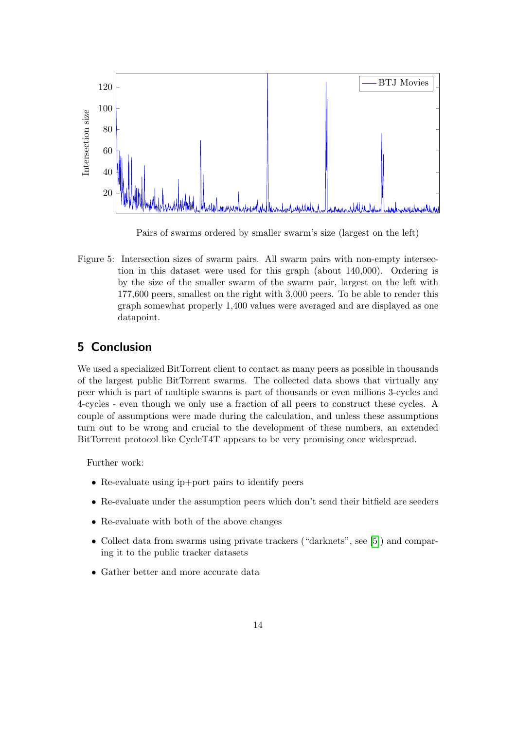Figure 5: Intersection sizes of swarm pairs. All swarm pairs with non-empty intersection in this dataset were used for this graph (about 140,000). Ordering is by the size of the smaller swarm of the swarm pair, largest on the left with 177,600 peers, smallest on the right with 3,000 peers. To be able to render this graph somewhat properly 1,400 values were averaged and are displayed as one datapoint.

## 5 Conclusion

We used a specialized BitTorrent client to contact as many peers as possible in thousands of the largest public BitTorrent swarms. The collected data shows that virtually any peer which is part of multiple swarms is part of thousands or even millions 3-cycles and 4-cycles - even though we only use a fraction of all peers to construct these cycles. A couple of assumptions were made during the calculation, and unless these assumptions turn out to be wrong and crucial to the development of these numbers, an extended BitTorrent protocol like CycleT4T appears to be very promising once widespread.

Further work:

- Re-evaluate using ip+port pairs to identify peers
- Re-evaluate under the assumption peers which don't send their bitfield are seeders
- Re-evaluate with both of the above changes
- Collect data from swarms using private trackers ("darknets", see [5]) and comparing it to the public tracker datasets
- Gather better and more accurate data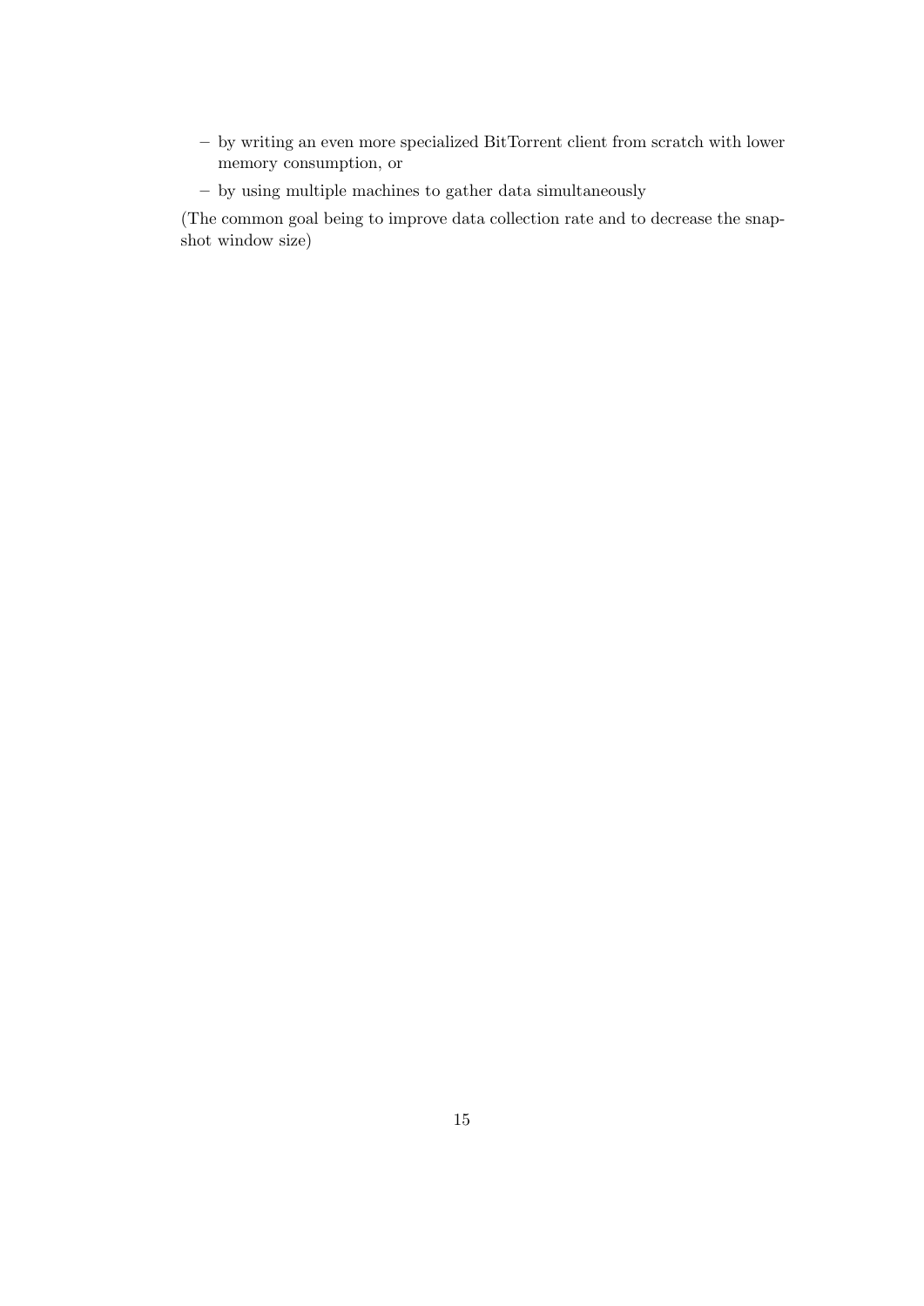- by writing an even more specialized BitTorrent client from scratch with lower memory consumption, or
  - by using multiple machines to gather data simultaneously

(The common goal being to improve data collection rate and to decrease the snapshot window size)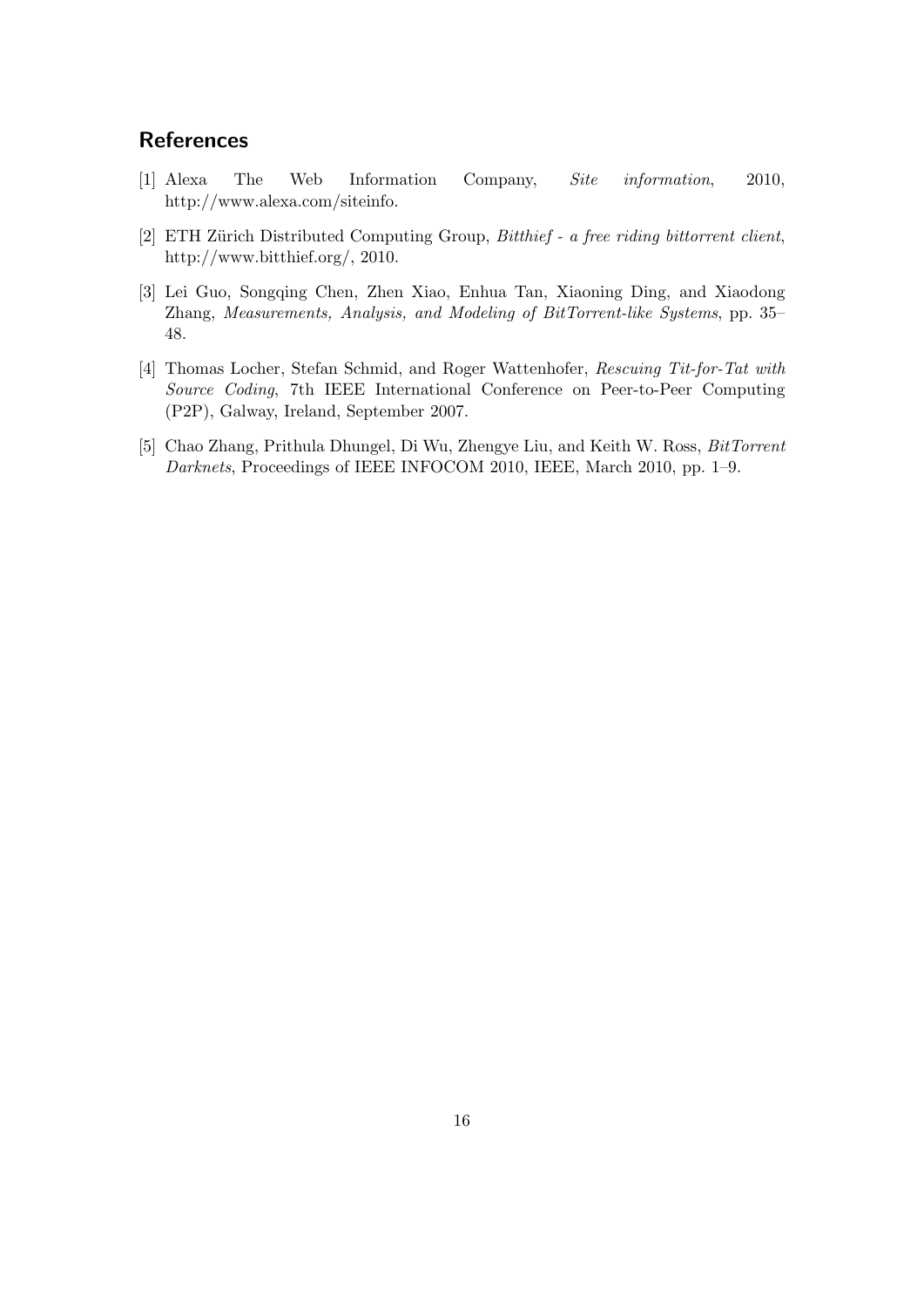## References

[1] Alexa The Web Information Company, *Site information*, 2010, http://www.alexa.com/siteinfo.

[2] ETH Zürich Distributed Computing Group, *Bitthief - a free riding bittorrent client*, http://www.bitthief.org/, 2010.

[3] Lei Guo, Songqing Chen, Zhen Xiao, Enhua Tan, Xiaoning Ding, and Xiaodong Zhang, *Measurements, Analysis, and Modeling of BitTorrent-like Systems*, pp. 35–48.

[4] Thomas Locher, Stefan Schmid, and Roger Wattenhofer, *Rescuing Tit-for-Tat with Source Coding*, 7th IEEE International Conference on Peer-to-Peer Computing (P2P), Galway, Ireland, September 2007.

[5] Chao Zhang, Prithula Dhungel, Di Wu, Zhengye Liu, and Keith W. Ross, *BitTorrent Darknets*, Proceedings of IEEE INFOCOM 2010, IEEE, March 2010, pp. 1–9.